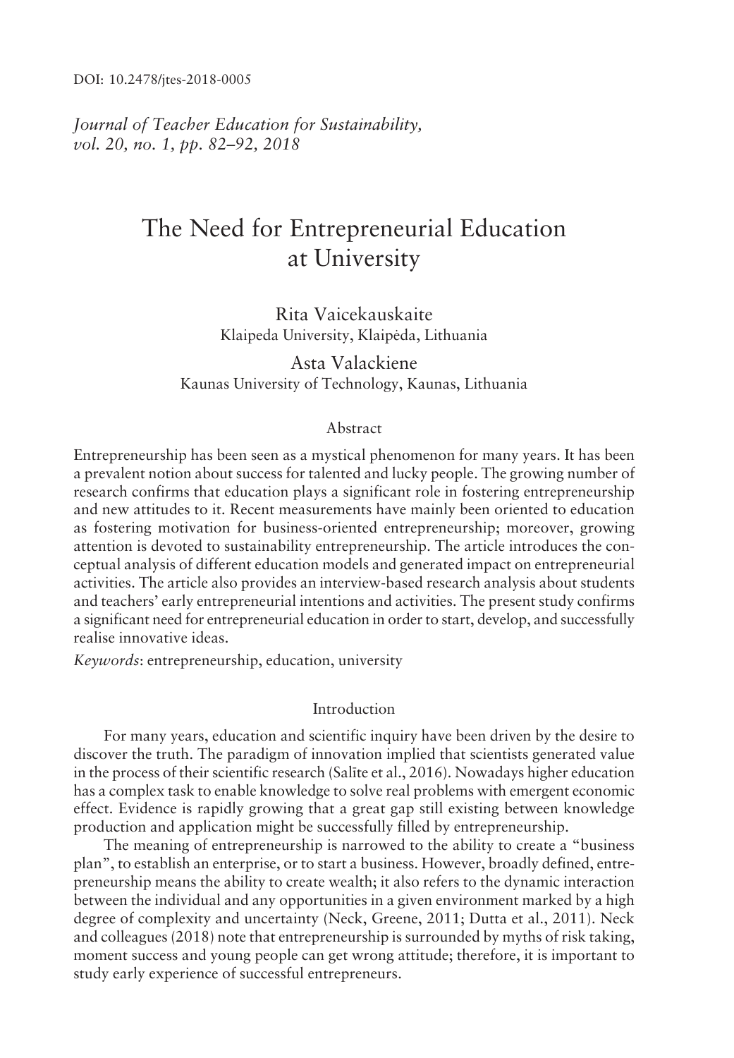DOI: 10.2478/jtes-2018-0005

*Journal of Teacher Education for Sustainability, vol. 20, no. 1, pp. 82–92, 2018*

# The Need for Entrepreneurial Education at University

Rita Vaicekauskaite
Klaipeda University, Klaipėda, Lithuania

Asta Valackiene
Kaunas University of Technology, Kaunas, Lithuania

## Abstract

Entrepreneurship has been seen as a mystical phenomenon for many years. It has been a prevalent notion about success for talented and lucky people. The growing number of research confirms that education plays a significant role in fostering entrepreneurship and new attitudes to it. Recent measurements have mainly been oriented to education as fostering motivation for business-oriented entrepreneurship; moreover, growing attention is devoted to sustainability entrepreneurship. The article introduces the conceptual analysis of different education models and generated impact on entrepreneurial activities. The article also provides an interview-based research analysis about students and teachers' early entrepreneurial intentions and activities. The present study confirms a significant need for entrepreneurial education in order to start, develop, and successfully realise innovative ideas.

*Keywords*: entrepreneurship, education, university

## Introduction

For many years, education and scientific inquiry have been driven by the desire to discover the truth. The paradigm of innovation implied that scientists generated value in the process of their scientific research (Salīte et al., 2016). Nowadays higher education has a complex task to enable knowledge to solve real problems with emergent economic effect. Evidence is rapidly growing that a great gap still existing between knowledge production and application might be successfully filled by entrepreneurship.

The meaning of entrepreneurship is narrowed to the ability to create a "business plan", to establish an enterprise, or to start a business. However, broadly defined, entrepreneurship means the ability to create wealth; it also refers to the dynamic interaction between the individual and any opportunities in a given environment marked by a high degree of complexity and uncertainty (Neck, Greene, 2011; Dutta et al., 2011). Neck and colleagues (2018) note that entrepreneurship is surrounded by myths of risk taking, moment success and young people can get wrong attitude; therefore, it is important to study early experience of successful entrepreneurs.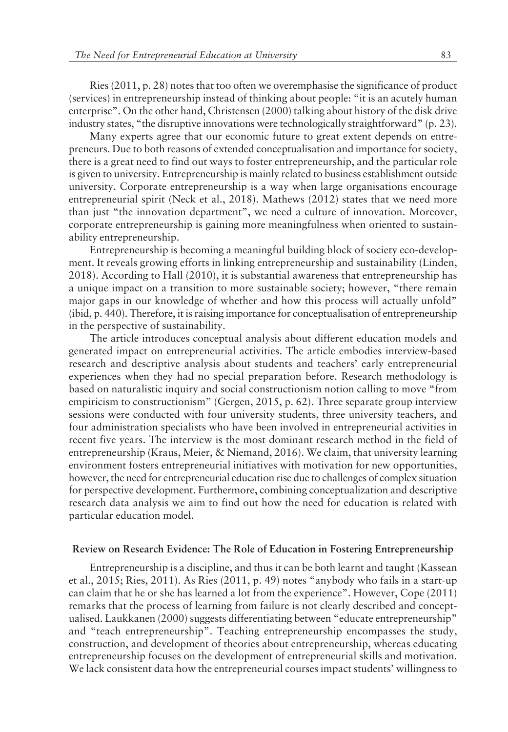Ries (2011, p. 28) notes that too often we overemphasise the significance of product (services) in entrepreneurship instead of thinking about people: "it is an acutely human enterprise". On the other hand, Christensen (2000) talking about history of the disk drive industry states, "the disruptive innovations were technologically straightforward" (p. 23).

Many experts agree that our economic future to great extent depends on entrepreneurs. Due to both reasons of extended conceptualisation and importance for society, there is a great need to find out ways to foster entrepreneurship, and the particular role is given to university. Entrepreneurship is mainly related to business establishment outside university. Corporate entrepreneurship is a way when large organisations encourage entrepreneurial spirit (Neck et al., 2018). Mathews (2012) states that we need more than just "the innovation department", we need a culture of innovation. Moreover, corporate entrepreneurship is gaining more meaningfulness when oriented to sustainability entrepreneurship.

Entrepreneurship is becoming a meaningful building block of society eco-development. It reveals growing efforts in linking entrepreneurship and sustainability (Linden, 2018). According to Hall (2010), it is substantial awareness that entrepreneurship has a unique impact on a transition to more sustainable society; however, "there remain major gaps in our knowledge of whether and how this process will actually unfold" (ibid, p. 440). Therefore, it is raising importance for conceptualisation of entrepreneurship in the perspective of sustainability.

The article introduces conceptual analysis about different education models and generated impact on entrepreneurial activities. The article embodies interview-based research and descriptive analysis about students and teachers' early entrepreneurial experiences when they had no special preparation before. Research methodology is based on naturalistic inquiry and social constructionism notion calling to move "from empiricism to constructionism" (Gergen, 2015, p. 62). Three separate group interview sessions were conducted with four university students, three university teachers, and four administration specialists who have been involved in entrepreneurial activities in recent five years. The interview is the most dominant research method in the field of entrepreneurship (Kraus, Meier, & Niemand, 2016). We claim, that university learning environment fosters entrepreneurial initiatives with motivation for new opportunities, however, the need for entrepreneurial education rise due to challenges of complex situation for perspective development. Furthermore, combining conceptualization and descriptive research data analysis we aim to find out how the need for education is related with particular education model.

## Review on Research Evidence: The Role of Education in Fostering Entrepreneurship

Entrepreneurship is a discipline, and thus it can be both learnt and taught (Kassean et al., 2015; Ries, 2011). As Ries (2011, p. 49) notes "anybody who fails in a start-up can claim that he or she has learned a lot from the experience". However, Cope (2011) remarks that the process of learning from failure is not clearly described and conceptualised. Laukkanen (2000) suggests differentiating between "educate entrepreneurship" and "teach entrepreneurship". Teaching entrepreneurship encompasses the study, construction, and development of theories about entrepreneurship, whereas educating entrepreneurship focuses on the development of entrepreneurial skills and motivation. We lack consistent data how the entrepreneurial courses impact students' willingness to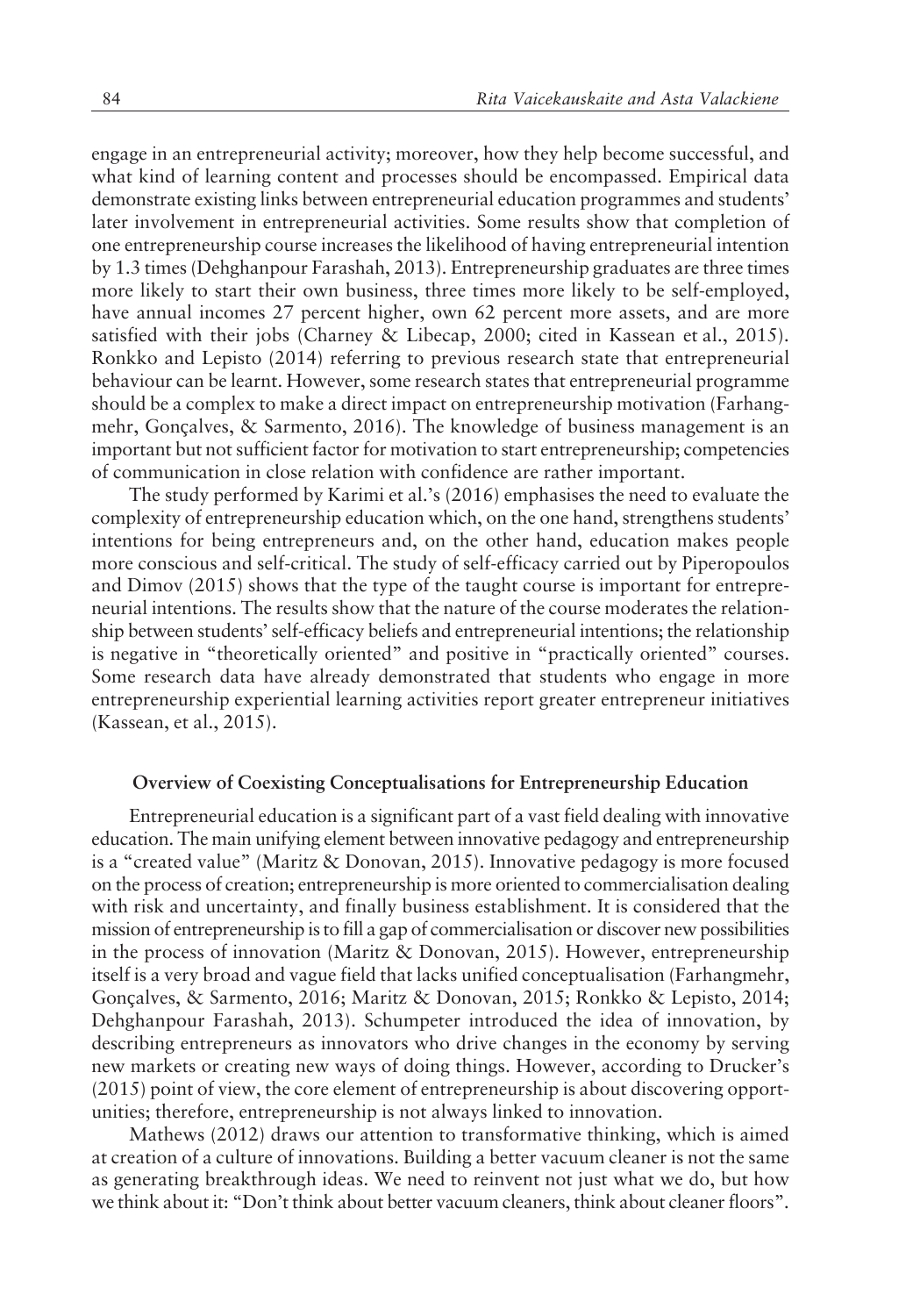engage in an entrepreneurial activity; moreover, how they help become successful, and what kind of learning content and processes should be encompassed. Empirical data demonstrate existing links between entrepreneurial education programmes and students' later involvement in entrepreneurial activities. Some results show that completion of one entrepreneurship course increases the likelihood of having entrepreneurial intention by 1.3 times (Dehghanpour Farashah, 2013). Entrepreneurship graduates are three times more likely to start their own business, three times more likely to be self-employed, have annual incomes 27 percent higher, own 62 percent more assets, and are more satisfied with their jobs (Charney & Libecap, 2000; cited in Kassean et al., 2015). Ronkko and Lepisto (2014) referring to previous research state that entrepreneurial behaviour can be learnt. However, some research states that entrepreneurial programme should be a complex to make a direct impact on entrepreneurship motivation (Farhangmehr, Gonçalves, & Sarmento, 2016). The knowledge of business management is an important but not sufficient factor for motivation to start entrepreneurship; competencies of communication in close relation with confidence are rather important.

The study performed by Karimi et al.'s (2016) emphasises the need to evaluate the complexity of entrepreneurship education which, on the one hand, strengthens students' intentions for being entrepreneurs and, on the other hand, education makes people more conscious and self-critical. The study of self-efficacy carried out by Piperopoulos and Dimov (2015) shows that the type of the taught course is important for entrepreneurial intentions. The results show that the nature of the course moderates the relationship between students' self-efficacy beliefs and entrepreneurial intentions; the relationship is negative in "theoretically oriented" and positive in "practically oriented" courses. Some research data have already demonstrated that students who engage in more entrepreneurship experiential learning activities report greater entrepreneur initiatives (Kassean, et al., 2015).

## Overview of Coexisting Conceptualisations for Entrepreneurship Education

Entrepreneurial education is a significant part of a vast field dealing with innovative education. The main unifying element between innovative pedagogy and entrepreneurship is a "created value" (Maritz & Donovan, 2015). Innovative pedagogy is more focused on the process of creation; entrepreneurship is more oriented to commercialisation dealing with risk and uncertainty, and finally business establishment. It is considered that the mission of entrepreneurship is to fill a gap of commercialisation or discover new possibilities in the process of innovation (Maritz & Donovan, 2015). However, entrepreneurship itself is a very broad and vague field that lacks unified conceptualisation (Farhangmehr, Gonçalves, & Sarmento, 2016; Maritz & Donovan, 2015; Ronkko & Lepisto, 2014; Dehghanpour Farashah, 2013). Schumpeter introduced the idea of innovation, by describing entrepreneurs as innovators who drive changes in the economy by serving new markets or creating new ways of doing things. However, according to Drucker's (2015) point of view, the core element of entrepreneurship is about discovering opportunities; therefore, entrepreneurship is not always linked to innovation.

Mathews (2012) draws our attention to transformative thinking, which is aimed at creation of a culture of innovations. Building a better vacuum cleaner is not the same as generating breakthrough ideas. We need to reinvent not just what we do, but how we think about it: "Don't think about better vacuum cleaners, think about cleaner floors".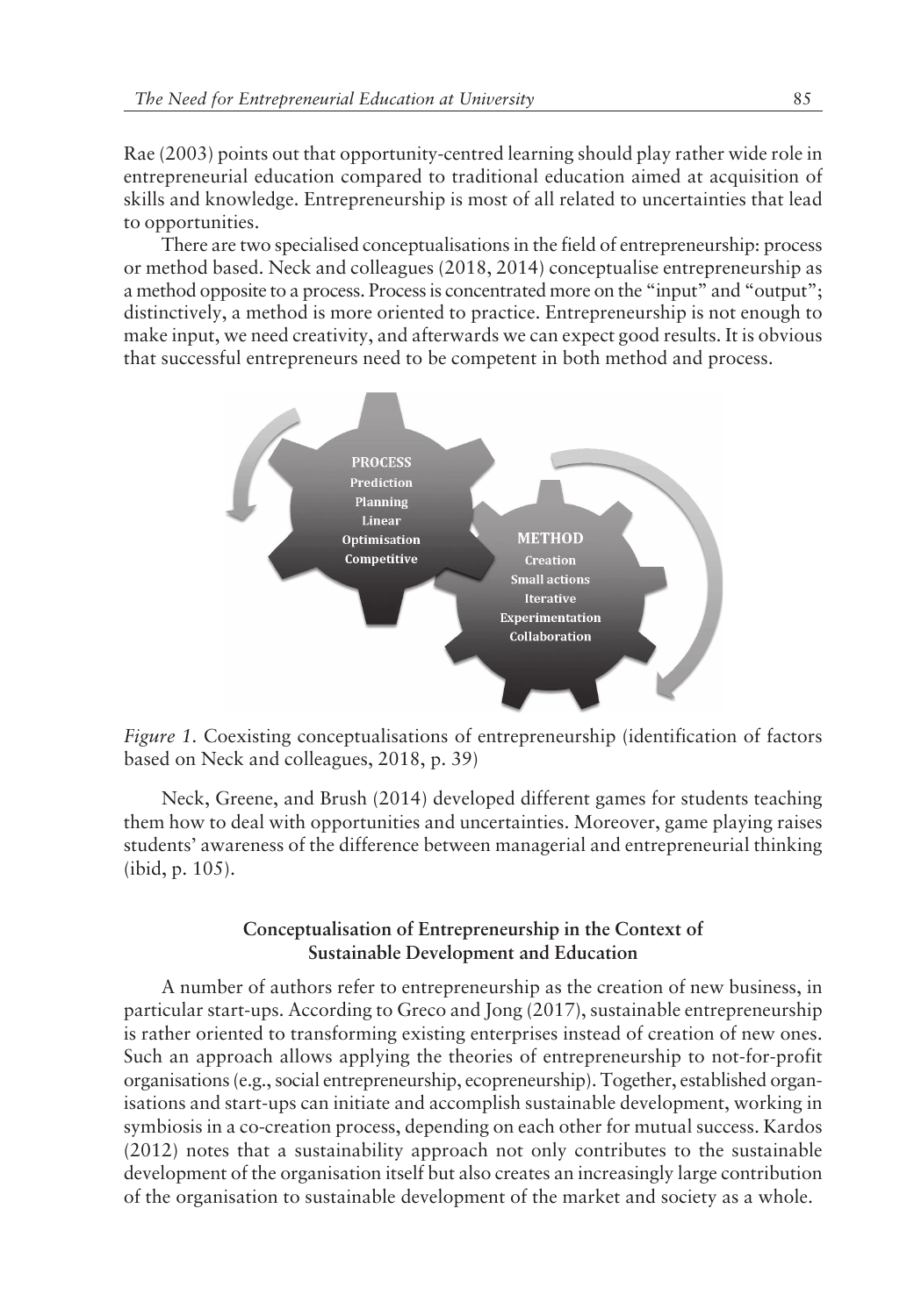Rae (2003) points out that opportunity-centred learning should play rather wide role in entrepreneurial education compared to traditional education aimed at acquisition of skills and knowledge. Entrepreneurship is most of all related to uncertainties that lead to opportunities.

There are two specialised conceptualisations in the field of entrepreneurship: process or method based. Neck and colleagues (2018, 2014) conceptualise entrepreneurship as a method opposite to a process. Process is concentrated more on the "input" and "output"; distinctively, a method is more oriented to practice. Entrepreneurship is not enough to make input, we need creativity, and afterwards we can expect good results. It is obvious that successful entrepreneurs need to be competent in both method and process.

**PROCESS**
Prediction
Planning
Linear
Optimisation
Competitive

**METHOD**
Creation
Small actions
Iterative
Experimentation
Collaboration

*Figure 1.* Coexisting conceptualisations of entrepreneurship (identification of factors based on Neck and colleagues, 2018, p. 39)

Neck, Greene, and Brush (2014) developed different games for students teaching them how to deal with opportunities and uncertainties. Moreover, game playing raises students' awareness of the difference between managerial and entrepreneurial thinking (ibid, p. 105).

## Conceptualisation of Entrepreneurship in the Context of Sustainable Development and Education

A number of authors refer to entrepreneurship as the creation of new business, in particular start-ups. According to Greco and Jong (2017), sustainable entrepreneurship is rather oriented to transforming existing enterprises instead of creation of new ones. Such an approach allows applying the theories of entrepreneurship to not-for-profit organisations (e.g., social entrepreneurship, ecopreneurship). Together, established organisations and start-ups can initiate and accomplish sustainable development, working in symbiosis in a co-creation process, depending on each other for mutual success. Kardos (2012) notes that a sustainability approach not only contributes to the sustainable development of the organisation itself but also creates an increasingly large contribution of the organisation to sustainable development of the market and society as a whole.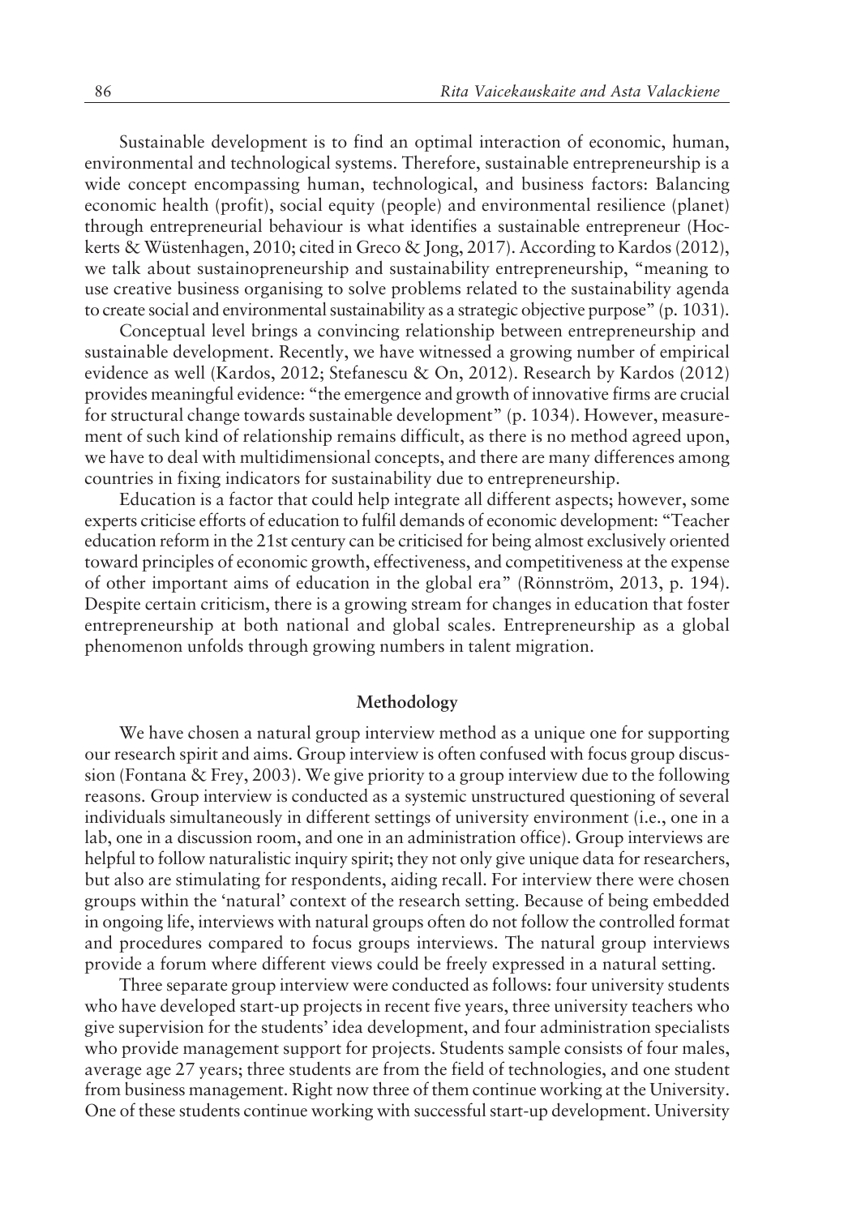Sustainable development is to find an optimal interaction of economic, human, environmental and technological systems. Therefore, sustainable entrepreneurship is a wide concept encompassing human, technological, and business factors: Balancing economic health (profit), social equity (people) and environmental resilience (planet) through entrepreneurial behaviour is what identifies a sustainable entrepreneur (Hockerts & Wüstenhagen, 2010; cited in Greco & Jong, 2017). According to Kardos (2012), we talk about sustainopreneurship and sustainability entrepreneurship, "meaning to use creative business organising to solve problems related to the sustainability agenda to create social and environmental sustainability as a strategic objective purpose" (p. 1031).

Conceptual level brings a convincing relationship between entrepreneurship and sustainable development. Recently, we have witnessed a growing number of empirical evidence as well (Kardos, 2012; Stefanescu & On, 2012). Research by Kardos (2012) provides meaningful evidence: "the emergence and growth of innovative firms are crucial for structural change towards sustainable development" (p. 1034). However, measurement of such kind of relationship remains difficult, as there is no method agreed upon, we have to deal with multidimensional concepts, and there are many differences among countries in fixing indicators for sustainability due to entrepreneurship.

Education is a factor that could help integrate all different aspects; however, some experts criticise efforts of education to fulfil demands of economic development: "Teacher education reform in the 21st century can be criticised for being almost exclusively oriented toward principles of economic growth, effectiveness, and competitiveness at the expense of other important aims of education in the global era" (Rönnström, 2013, p. 194). Despite certain criticism, there is a growing stream for changes in education that foster entrepreneurship at both national and global scales. Entrepreneurship as a global phenomenon unfolds through growing numbers in talent migration.

## Methodology

We have chosen a natural group interview method as a unique one for supporting our research spirit and aims. Group interview is often confused with focus group discussion (Fontana & Frey, 2003). We give priority to a group interview due to the following reasons. Group interview is conducted as a systemic unstructured questioning of several individuals simultaneously in different settings of university environment (i.e., one in a lab, one in a discussion room, and one in an administration office). Group interviews are helpful to follow naturalistic inquiry spirit; they not only give unique data for researchers, but also are stimulating for respondents, aiding recall. For interview there were chosen groups within the 'natural' context of the research setting. Because of being embedded in ongoing life, interviews with natural groups often do not follow the controlled format and procedures compared to focus groups interviews. The natural group interviews provide a forum where different views could be freely expressed in a natural setting.

Three separate group interview were conducted as follows: four university students who have developed start-up projects in recent five years, three university teachers who give supervision for the students' idea development, and four administration specialists who provide management support for projects. Students sample consists of four males, average age 27 years; three students are from the field of technologies, and one student from business management. Right now three of them continue working at the University. One of these students continue working with successful start-up development. University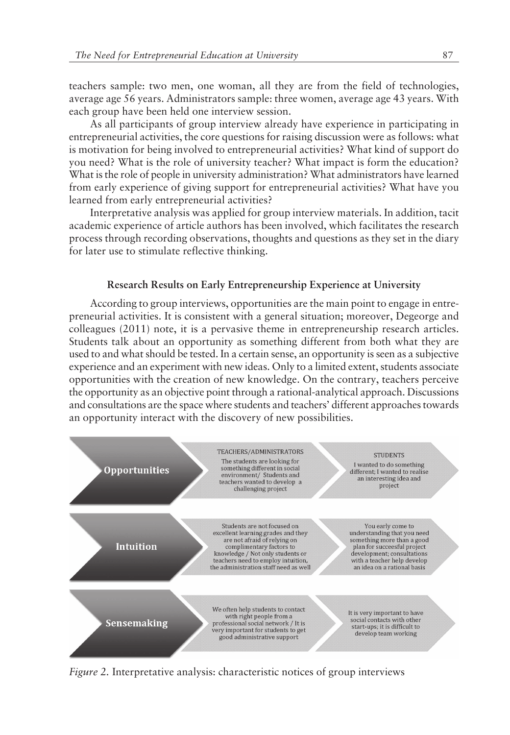teachers sample: two men, one woman, all they are from the field of technologies, average age 56 years. Administrators sample: three women, average age 43 years. With each group have been held one interview session.

As all participants of group interview already have experience in participating in entrepreneurial activities, the core questions for raising discussion were as follows: what is motivation for being involved to entrepreneurial activities? What kind of support do you need? What is the role of university teacher? What impact is form the education? What is the role of people in university administration? What administrators have learned from early experience of giving support for entrepreneurial activities? What have you learned from early entrepreneurial activities?

Interpretative analysis was applied for group interview materials. In addition, tacit academic experience of article authors has been involved, which facilitates the research process through recording observations, thoughts and questions as they set in the diary for later use to stimulate reflective thinking.

## Research Results on Early Entrepreneurship Experience at University

According to group interviews, opportunities are the main point to engage in entrepreneurial activities. It is consistent with a general situation; moreover, Degeorge and colleagues (2011) note, it is a pervasive theme in entrepreneurship research articles. Students talk about an opportunity as something different from both what they are used to and what should be tested. In a certain sense, an opportunity is seen as a subjective experience and an experiment with new ideas. Only to a limited extent, students associate opportunities with the creation of new knowledge. On the contrary, teachers perceive the opportunity as an objective point through a rational-analytical approach. Discussions and consultations are the space where students and teachers' different approaches towards an opportunity interact with the discovery of new possibilities.

| | TEACHERS/ADMINISTRATORS | STUDENTS |
|---|---|---|
| **Opportunities** | The students are looking for something different in social environment/ Students and teachers wanted to develop a challenging project | I wanted to do something different; I wanted to realise an interesting idea and project |
| **Intuition** | Students are not focused on excellent learning grades and they are not afraid of relying on complimentary factors to knowledge / Not only students or teachers need to employ intuition, the administration staff need as well | You early come to understanding that you need something more than a good plan for succeesful project development; consultations with a teacher help develop an idea on a rational basis |
| **Sensemaking** | We often help students to contact with right people from a professional social network / It is very important for students to get good administrative support | It is very important to have social contacts with other start-ups; it is difficult to develop team working |

*Figure 2.* Interpretative analysis: characteristic notices of group interviews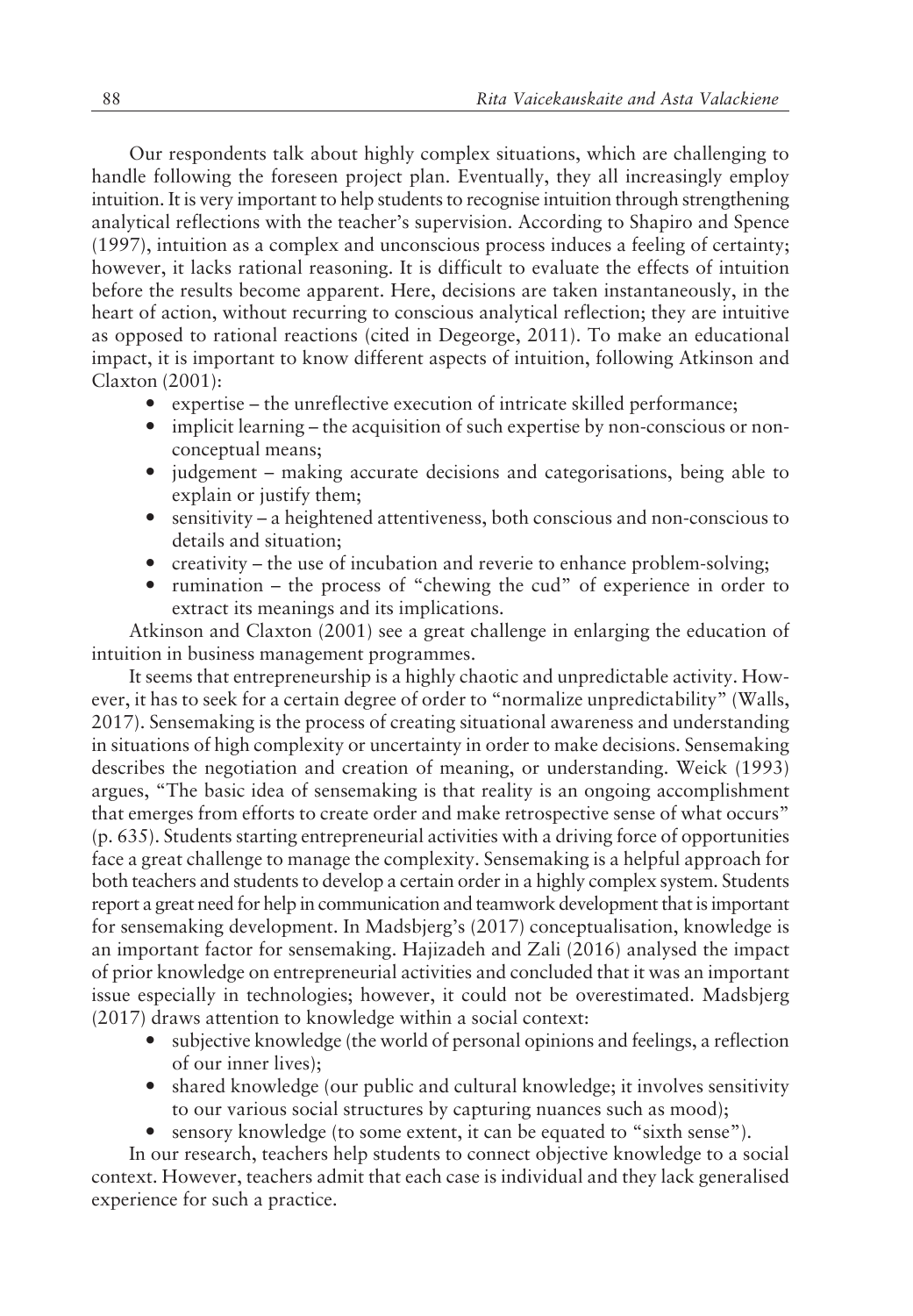Our respondents talk about highly complex situations, which are challenging to handle following the foreseen project plan. Eventually, they all increasingly employ intuition. It is very important to help students to recognise intuition through strengthening analytical reflections with the teacher's supervision. According to Shapiro and Spence (1997), intuition as a complex and unconscious process induces a feeling of certainty; however, it lacks rational reasoning. It is difficult to evaluate the effects of intuition before the results become apparent. Here, decisions are taken instantaneously, in the heart of action, without recurring to conscious analytical reflection; they are intuitive as opposed to rational reactions (cited in Degeorge, 2011). To make an educational impact, it is important to know different aspects of intuition, following Atkinson and Claxton (2001):

- expertise – the unreflective execution of intricate skilled performance;
- implicit learning – the acquisition of such expertise by non-conscious or non-conceptual means;
- judgement – making accurate decisions and categorisations, being able to explain or justify them;
- sensitivity – a heightened attentiveness, both conscious and non-conscious to details and situation;
- creativity – the use of incubation and reverie to enhance problem-solving;
- rumination – the process of "chewing the cud" of experience in order to extract its meanings and its implications.

Atkinson and Claxton (2001) see a great challenge in enlarging the education of intuition in business management programmes.

It seems that entrepreneurship is a highly chaotic and unpredictable activity. However, it has to seek for a certain degree of order to "normalize unpredictability" (Walls, 2017). Sensemaking is the process of creating situational awareness and understanding in situations of high complexity or uncertainty in order to make decisions. Sensemaking describes the negotiation and creation of meaning, or understanding. Weick (1993) argues, "The basic idea of sensemaking is that reality is an ongoing accomplishment that emerges from efforts to create order and make retrospective sense of what occurs" (p. 635). Students starting entrepreneurial activities with a driving force of opportunities face a great challenge to manage the complexity. Sensemaking is a helpful approach for both teachers and students to develop a certain order in a highly complex system. Students report a great need for help in communication and teamwork development that is important for sensemaking development. In Madsbjerg's (2017) conceptualisation, knowledge is an important factor for sensemaking. Hajizadeh and Zali (2016) analysed the impact of prior knowledge on entrepreneurial activities and concluded that it was an important issue especially in technologies; however, it could not be overestimated. Madsbjerg (2017) draws attention to knowledge within a social context:

- subjective knowledge (the world of personal opinions and feelings, a reflection of our inner lives);
- shared knowledge (our public and cultural knowledge; it involves sensitivity to our various social structures by capturing nuances such as mood);
- sensory knowledge (to some extent, it can be equated to "sixth sense").

In our research, teachers help students to connect objective knowledge to a social context. However, teachers admit that each case is individual and they lack generalised experience for such a practice.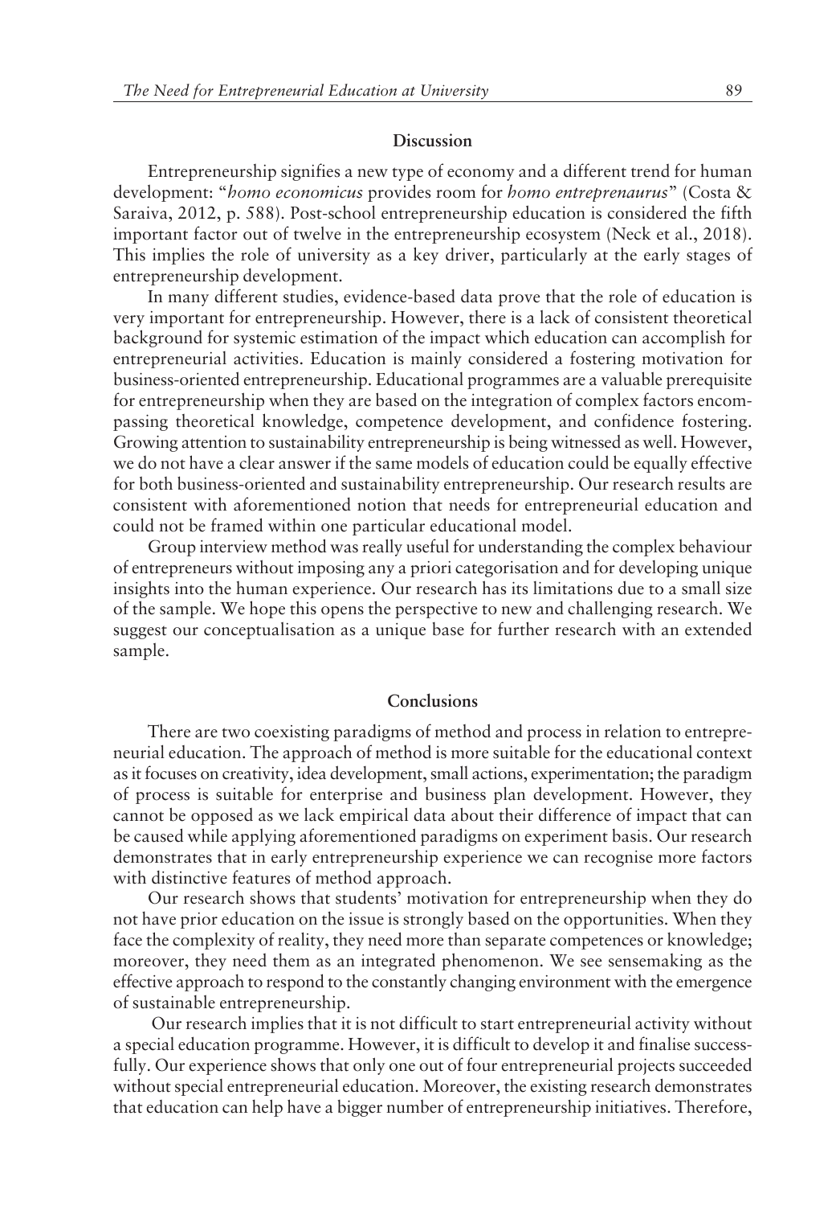## Discussion

Entrepreneurship signifies a new type of economy and a different trend for human development: "*homo economicus* provides room for *homo entreprenaurus*" (Costa & Saraiva, 2012, p. 588). Post-school entrepreneurship education is considered the fifth important factor out of twelve in the entrepreneurship ecosystem (Neck et al., 2018). This implies the role of university as a key driver, particularly at the early stages of entrepreneurship development.

In many different studies, evidence-based data prove that the role of education is very important for entrepreneurship. However, there is a lack of consistent theoretical background for systemic estimation of the impact which education can accomplish for entrepreneurial activities. Education is mainly considered a fostering motivation for business-oriented entrepreneurship. Educational programmes are a valuable prerequisite for entrepreneurship when they are based on the integration of complex factors encompassing theoretical knowledge, competence development, and confidence fostering. Growing attention to sustainability entrepreneurship is being witnessed as well. However, we do not have a clear answer if the same models of education could be equally effective for both business-oriented and sustainability entrepreneurship. Our research results are consistent with aforementioned notion that needs for entrepreneurial education and could not be framed within one particular educational model.

Group interview method was really useful for understanding the complex behaviour of entrepreneurs without imposing any a priori categorisation and for developing unique insights into the human experience. Our research has its limitations due to a small size of the sample. We hope this opens the perspective to new and challenging research. We suggest our conceptualisation as a unique base for further research with an extended sample.

## Conclusions

There are two coexisting paradigms of method and process in relation to entrepreneurial education. The approach of method is more suitable for the educational context as it focuses on creativity, idea development, small actions, experimentation; the paradigm of process is suitable for enterprise and business plan development. However, they cannot be opposed as we lack empirical data about their difference of impact that can be caused while applying aforementioned paradigms on experiment basis. Our research demonstrates that in early entrepreneurship experience we can recognise more factors with distinctive features of method approach.

Our research shows that students' motivation for entrepreneurship when they do not have prior education on the issue is strongly based on the opportunities. When they face the complexity of reality, they need more than separate competences or knowledge; moreover, they need them as an integrated phenomenon. We see sensemaking as the effective approach to respond to the constantly changing environment with the emergence of sustainable entrepreneurship.

Our research implies that it is not difficult to start entrepreneurial activity without a special education programme. However, it is difficult to develop it and finalise successfully. Our experience shows that only one out of four entrepreneurial projects succeeded without special entrepreneurial education. Moreover, the existing research demonstrates that education can help have a bigger number of entrepreneurship initiatives. Therefore,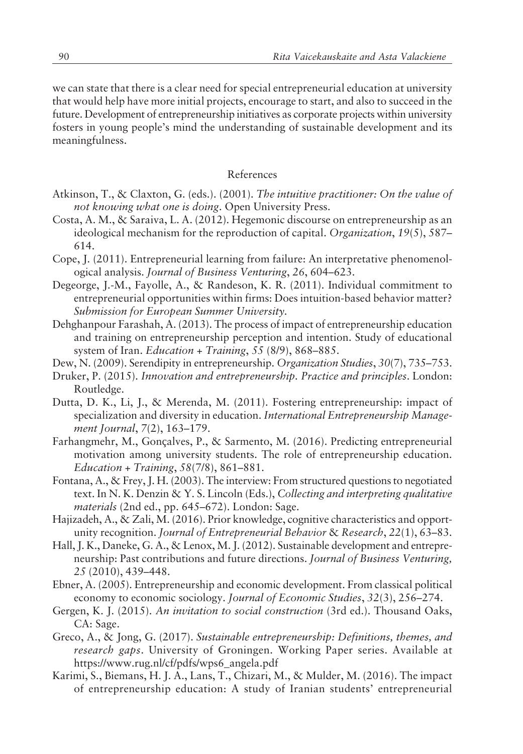we can state that there is a clear need for special entrepreneurial education at university that would help have more initial projects, encourage to start, and also to succeed in the future. Development of entrepreneurship initiatives as corporate projects within university fosters in young people's mind the understanding of sustainable development and its meaningfulness.

## References

Atkinson, T., & Claxton, G. (eds.). (2001). *The intuitive practitioner: On the value of not knowing what one is doing*. Open University Press.

Costa, A. M., & Saraiva, L. A. (2012). Hegemonic discourse on entrepreneurship as an ideological mechanism for the reproduction of capital. *Organization*, *19*(5), 587–614.

Cope, J. (2011). Entrepreneurial learning from failure: An interpretative phenomenological analysis. *Journal of Business Venturing*, *26*, 604–623.

Degeorge, J.-M., Fayolle, A., & Randeson, K. R. (2011). Individual commitment to entrepreneurial opportunities within firms: Does intuition-based behavior matter? *Submission for European Summer University*.

Dehghanpour Farashah, A. (2013). The process of impact of entrepreneurship education and training on entrepreneurship perception and intention. Study of educational system of Iran. *Education + Training*, *55* (8/9), 868–885.

Dew, N. (2009). Serendipity in entrepreneurship. *Organization Studies*, *30*(7), 735–753.

Druker, P. (2015). *Innovation and entrepreneurship. Practice and principles*. London: Routledge.

Dutta, D. K., Li, J., & Merenda, M. (2011). Fostering entrepreneurship: impact of specialization and diversity in education. *International Entrepreneurship Management Journal*, *7*(2), 163–179.

Farhangmehr, M., Gonçalves, P., & Sarmento, M. (2016). Predicting entrepreneurial motivation among university students. The role of entrepreneurship education. *Education + Training*, *58*(7/8), 861–881.

Fontana, A., & Frey, J. H. (2003). The interview: From structured questions to negotiated text. In N. K. Denzin & Y. S. Lincoln (Eds.), *Collecting and interpreting qualitative materials* (2nd ed., pp. 645–672). London: Sage.

Hajizadeh, A., & Zali, M. (2016). Prior knowledge, cognitive characteristics and opportunity recognition. *Journal of Entrepreneurial Behavior & Research*, *22*(1), 63–83.

Hall, J. K., Daneke, G. A., & Lenox, M. J. (2012). Sustainable development and entrepreneurship: Past contributions and future directions. *Journal of Business Venturing, 25* (2010), 439–448.

Ebner, A. (2005). Entrepreneurship and economic development. From classical political economy to economic sociology. *Journal of Economic Studies*, *32*(3), 256–274.

Gergen, K. J. (2015). *An invitation to social construction* (3rd ed.). Thousand Oaks, CA: Sage.

Greco, A., & Jong, G. (2017). *Sustainable entrepreneurship: Definitions, themes, and research gaps*. University of Groningen. Working Paper series. Available at https://www.rug.nl/cf/pdfs/wps6_angela.pdf

Karimi, S., Biemans, H. J. A., Lans, T., Chizari, M., & Mulder, M. (2016). The impact of entrepreneurship education: A study of Iranian students' entrepreneurial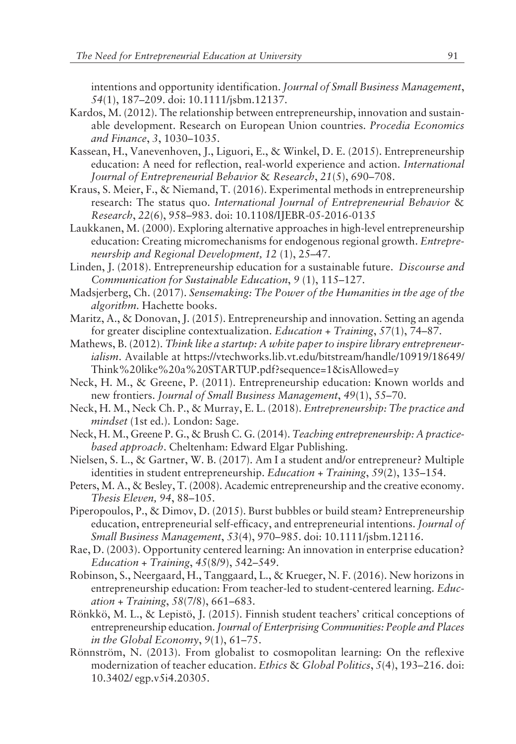intentions and opportunity identification. *Journal of Small Business Management*, *54*(1), 187–209. doi: 10.1111/jsbm.12137.

Kardos, M. (2012). The relationship between entrepreneurship, innovation and sustainable development. Research on European Union countries. *Procedia Economics and Finance*, *3*, 1030–1035.

Kassean, H., Vanevenhoven, J., Liguori, E., & Winkel, D. E. (2015). Entrepreneurship education: A need for reflection, real-world experience and action. *International Journal of Entrepreneurial Behavior & Research*, *21*(5), 690–708.

Kraus, S. Meier, F., & Niemand, T. (2016). Experimental methods in entrepreneurship research: The status quo. *International Journal of Entrepreneurial Behavior & Research*, *22*(6), 958–983. doi: 10.1108/IJEBR-05-2016-0135

Laukkanen, M. (2000). Exploring alternative approaches in high-level entrepreneurship education: Creating micromechanisms for endogenous regional growth. *Entrepreneurship and Regional Development, 12* (1), 25–47.

Linden, J. (2018). Entrepreneurship education for a sustainable future. *Discourse and Communication for Sustainable Education*, *9* (1), 115–127.

Madsjerberg, Ch. (2017). *Sensemaking: The Power of the Humanities in the age of the algorithm.* Hachette books.

Maritz, A., & Donovan, J. (2015). Entrepreneurship and innovation. Setting an agenda for greater discipline contextualization. *Education + Training*, *57*(1), 74–87.

Mathews, B. (2012). *Think like a startup: A white paper to inspire library entrepreneurialism.* Available at https://vtechworks.lib.vt.edu/bitstream/handle/10919/18649/Think%20like%20a%20STARTUP.pdf?sequence=1&isAllowed=y

Neck, H. M., & Greene, P. (2011). Entrepreneurship education: Known worlds and new frontiers. *Journal of Small Business Management*, *49*(1), 55–70.

Neck, H. M., Neck Ch. P., & Murray, E. L. (2018). *Entrepreneurship: The practice and mindset* (1st ed.). London: Sage.

Neck, H. M., Greene P. G., & Brush C. G. (2014). *Teaching entrepreneurship: A practice-based approach.* Cheltenham: Edward Elgar Publishing.

Nielsen, S. L., & Gartner, W. B. (2017). Am I a student and/or entrepreneur? Multiple identities in student entrepreneurship. *Education + Training*, *59*(2), 135–154.

Peters, M. A., & Besley, T. (2008). Academic entrepreneurship and the creative economy. *Thesis Eleven, 94*, 88–105.

Piperopoulos, P., & Dimov, D. (2015). Burst bubbles or build steam? Entrepreneurship education, entrepreneurial self-efficacy, and entrepreneurial intentions. *Journal of Small Business Management*, *53*(4), 970–985. doi: 10.1111/jsbm.12116.

Rae, D. (2003). Opportunity centered learning: An innovation in enterprise education? *Education + Training*, *45*(8/9), 542–549.

Robinson, S., Neergaard, H., Tanggaard, L., & Krueger, N. F. (2016). New horizons in entrepreneurship education: From teacher-led to student-centered learning. *Education + Training*, *58*(7/8), 661–683.

Rönkkö, M. L., & Lepistö, J. (2015). Finnish student teachers' critical conceptions of entrepreneurship education. *Journal of Enterprising Communities: People and Places in the Global Economy*, *9*(1), 61–75.

Rönnström, N. (2013). From globalist to cosmopolitan learning: On the reflexive modernization of teacher education. *Ethics & Global Politics*, *5*(4), 193–216. doi: 10.3402/ egp.v5i4.20305.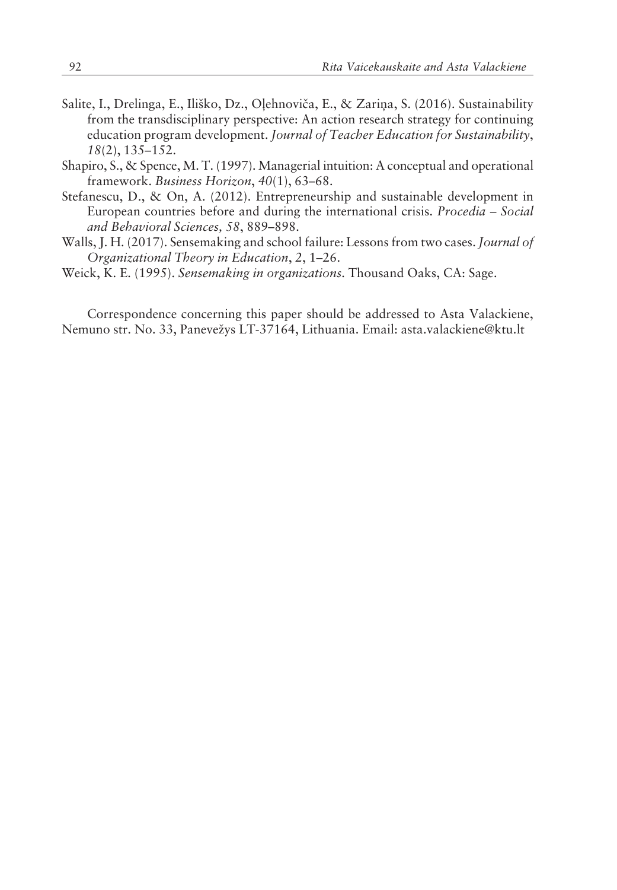Salite, I., Drelinga, E., Iliško, Dz., Oļehnoviča, E., & Zariņa, S. (2016). Sustainability from the transdisciplinary perspective: An action research strategy for continuing education program development. *Journal of Teacher Education for Sustainability*, *18*(2), 135–152.

Shapiro, S., & Spence, M. T. (1997). Managerial intuition: A conceptual and operational framework. *Business Horizon*, *40*(1), 63–68.

Stefanescu, D., & On, A. (2012). Entrepreneurship and sustainable development in European countries before and during the international crisis. *Procedia – Social and Behavioral Sciences, 58*, 889–898.

Walls, J. H. (2017). Sensemaking and school failure: Lessons from two cases. *Journal of Organizational Theory in Education*, *2*, 1–26.

Weick, K. E. (1995). *Sensemaking in organizations.* Thousand Oaks, CA: Sage.

Correspondence concerning this paper should be addressed to Asta Valackiene, Nemuno str. No. 33, Panevežys LT-37164, Lithuania. Email: asta.valackiene@ktu.lt